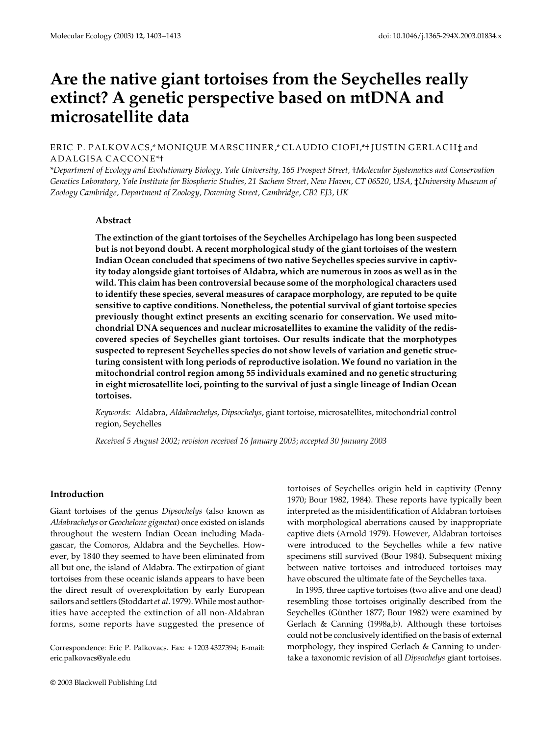# Are the native giant tortoises from the Seychelles really extinct? A genetic perspective based on mtDNA and microsatellite data

ERIC P. PALKOVACS,* MONIQUE MARSCHNER,* CLAUDIO CIOFI,*† JUSTIN GERLACH‡ and ADALGISA CACCONE*†

*\*Department of Ecology and Evolutionary Biology, Yale University, 165 Prospect Street, †Molecular Systematics and Conservation Genetics Laboratory, Yale Institute for Biospheric Studies, 21 Sachem Street, New Haven, CT 06520, USA, ‡University Museum of Zoology Cambridge, Department of Zoology, Downing Street, Cambridge, CB2 EJ3, UK*

## Abstract

**The extinction of the giant tortoises of the Seychelles Archipelago has long been suspected but is not beyond doubt. A recent morphological study of the giant tortoises of the western Indian Ocean concluded that specimens of two native Seychelles species survive in captivity today alongside giant tortoises of Aldabra, which are numerous in zoos as well as in the wild. This claim has been controversial because some of the morphological characters used to identify these species, several measures of carapace morphology, are reputed to be quite sensitive to captive conditions. Nonetheless, the potential survival of giant tortoise species previously thought extinct presents an exciting scenario for conservation. We used mitochondrial DNA sequences and nuclear microsatellites to examine the validity of the rediscovered species of Seychelles giant tortoises. Our results indicate that the morphotypes suspected to represent Seychelles species do not show levels of variation and genetic structuring consistent with long periods of reproductive isolation. We found no variation in the mitochondrial control region among 55 individuals examined and no genetic structuring in eight microsatellite loci, pointing to the survival of just a single lineage of Indian Ocean tortoises.**

*Keywords*: Aldabra, *Aldabrachelys*, *Dipsochelys*, giant tortoise, microsatellites, mitochondrial control region, Seychelles

*Received 5 August 2002; revision received 16 January 2003; accepted 30 January 2003*

## Introduction

Giant tortoises of the genus *Dipsochelys* (also known as *Aldabrachelys* or *Geochelone gigantea*) once existed on islands throughout the western Indian Ocean including Madagascar, the Comoros, Aldabra and the Seychelles. However, by 1840 they seemed to have been eliminated from all but one, the island of Aldabra. The extirpation of giant tortoises from these oceanic islands appears to have been the direct result of overexploitation by early European sailors and settlers (Stoddart *et al*. 1979). While most authorities have accepted the extinction of all non-Aldabran forms, some reports have suggested the presence of tortoises of Seychelles origin held in captivity (Penny 1970; Bour 1982, 1984). These reports have typically been interpreted as the misidentification of Aldabran tortoises with morphological aberrations caused by inappropriate captive diets (Arnold 1979). However, Aldabran tortoises were introduced to the Seychelles while a few native specimens still survived (Bour 1984). Subsequent mixing between native tortoises and introduced tortoises may have obscured the ultimate fate of the Seychelles taxa.

In 1995, three captive tortoises (two alive and one dead) resembling those tortoises originally described from the Seychelles (Günther 1877; Bour 1982) were examined by Gerlach & Canning (1998a,b). Although these tortoises could not be conclusively identified on the basis of external morphology, they inspired Gerlach & Canning to undertake a taxonomic revision of all *Dipsochelys* giant tortoises.

Correspondence: Eric P. Palkovacs. Fax: + 1203 4327394; E-mail: eric.palkovacs@yale.edu

© 2003 Blackwell Publishing Ltd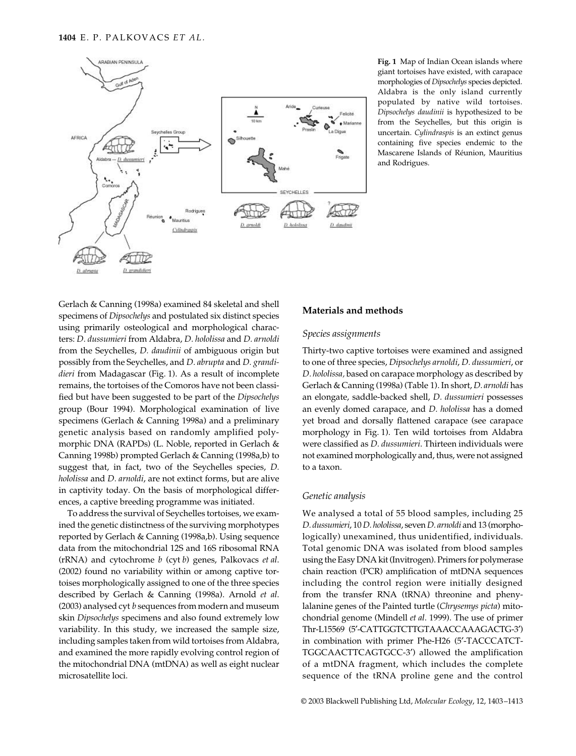**Fig. 1** Map of Indian Ocean islands where giant tortoises have existed, with carapace morphologies of *Dipsochelys* species depicted. Aldabra is the only island currently populated by native wild tortoises. *Dipsochelys daudinii* is hypothesized to be from the Seychelles, but this origin is uncertain. *Cylindraspis* is an extinct genus containing five species endemic to the Mascarene Islands of Réunion, Mauritius and Rodrigues.

Gerlach & Canning (1998a) examined 84 skeletal and shell specimens of *Dipsochelys* and postulated six distinct species using primarily osteological and morphological characters: *D. dussumieri* from Aldabra, *D. hololissa* and *D. arnoldi* from the Seychelles, *D. daudinii* of ambiguous origin but possibly from the Seychelles, and *D. abrupta* and *D. grandidieri* from Madagascar (Fig. 1). As a result of incomplete remains, the tortoises of the Comoros have not been classified but have been suggested to be part of the *Dipsochelys* group (Bour 1994). Morphological examination of live specimens (Gerlach & Canning 1998a) and a preliminary genetic analysis based on randomly amplified polymorphic DNA (RAPDs) (L. Noble, reported in Gerlach & Canning 1998b) prompted Gerlach & Canning (1998a,b) to suggest that, in fact, two of the Seychelles species, *D. hololissa* and *D. arnoldi*, are not extinct forms, but are alive in captivity today. On the basis of morphological differences, a captive breeding programme was initiated.

To address the survival of Seychelles tortoises, we examined the genetic distinctness of the surviving morphotypes reported by Gerlach & Canning (1998a,b). Using sequence data from the mitochondrial 12S and 16S ribosomal RNA (rRNA) and cytochrome *b* (cyt *b*) genes, Palkovacs *et al*. (2002) found no variability within or among captive tortoises morphologically assigned to one of the three species described by Gerlach & Canning (1998a). Arnold *et al*. (2003) analysed cyt *b* sequences from modern and museum skin *Dipsochelys* specimens and also found extremely low variability. In this study, we increased the sample size, including samples taken from wild tortoises from Aldabra, and examined the more rapidly evolving control region of the mitochondrial DNA (mtDNA) as well as eight nuclear microsatellite loci.

## Materials and methods

### Species assignments

Thirty-two captive tortoises were examined and assigned to one of three species, *Dipsochelys arnoldi*, *D. dussumieri*, or *D. hololissa*, based on carapace morphology as described by Gerlach & Canning (1998a) (Table 1). In short, *D. arnoldi* has an elongate, saddle-backed shell, *D. dussumieri* possesses an evenly domed carapace, and *D. hololissa* has a domed yet broad and dorsally flattened carapace (see carapace morphology in Fig. 1). Ten wild tortoises from Aldabra were classified as *D. dussumieri*. Thirteen individuals were not examined morphologically and, thus, were not assigned to a taxon.

### Genetic analysis

We analysed a total of 55 blood samples, including 25 *D. dussumieri*, 10 *D. hololissa*, seven *D. arnoldi* and 13 (morphologically) unexamined, thus unidentified, individuals. Total genomic DNA was isolated from blood samples using the Easy DNA kit (Invitrogen). Primers for polymerase chain reaction (PCR) amplification of mtDNA sequences including the control region were initially designed from the transfer RNA (tRNA) threonine and phenylalanine genes of the Painted turtle (*Chrysemys picta*) mitochondrial genome (Mindell *et al*. 1999). The use of primer Thr-L15569 (5′-CATTGGTCTTGTAAACCAAAGACTG-3′) in combination with primer Phe-H26 (5′-TACCCATCT-TGGCAACTTCAGTGCC-3′) allowed the amplification of a mtDNA fragment, which includes the complete sequence of the tRNA proline gene and the control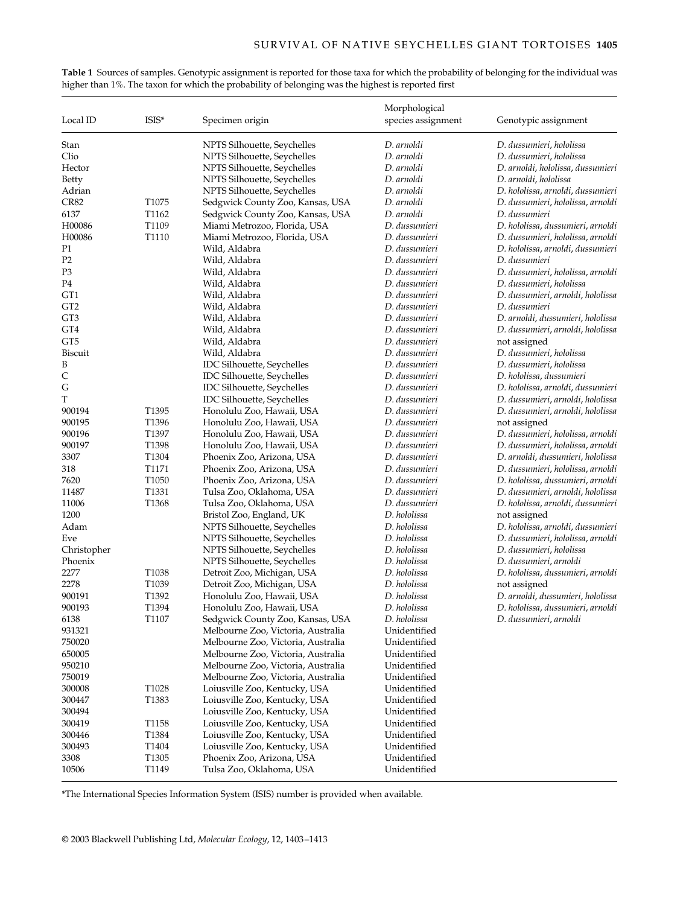**Table 1** Sources of samples. Genotypic assignment is reported for those taxa for which the probability of belonging for the individual was higher than 1%. The taxon for which the probability of belonging was the highest is reported first

| Local ID | ISIS* | Specimen origin | Morphological species assignment | Genotypic assignment |
|---|---|---|---|---|
| Stan | | NPTS Silhouette, Seychelles | *D. arnoldi* | *D. dussumieri*, *hololissa* |
| Clio | | NPTS Silhouette, Seychelles | *D. arnoldi* | *D. dussumieri*, *hololissa* |
| Hector | | NPTS Silhouette, Seychelles | *D. arnoldi* | *D. arnoldi*, *hololissa*, *dussumieri* |
| Betty | | NPTS Silhouette, Seychelles | *D. arnoldi* | *D. arnoldi*, *hololissa* |
| Adrian | | NPTS Silhouette, Seychelles | *D. arnoldi* | *D. hololissa*, *arnoldi*, *dussumieri* |
| CR82 | T1075 | Sedgwick County Zoo, Kansas, USA | *D. arnoldi* | *D. dussumieri*, *hololissa*, *arnoldi* |
| 6137 | T1162 | Sedgwick County Zoo, Kansas, USA | *D. arnoldi* | *D. dussumieri* |
| H00086 | T1109 | Miami Metrozoo, Florida, USA | *D. dussumieri* | *D. hololissa*, *dussumieri*, *arnoldi* |
| H00086 | T1110 | Miami Metrozoo, Florida, USA | *D. dussumieri* | *D. dussumieri*, *hololissa*, *arnoldi* |
| P1 | | Wild, Aldabra | *D. dussumieri* | *D. hololissa*, *arnoldi*, *dussumieri* |
| P2 | | Wild, Aldabra | *D. dussumieri* | *D. dussumieri* |
| P3 | | Wild, Aldabra | *D. dussumieri* | *D. dussumieri*, *hololissa*, *arnoldi* |
| P4 | | Wild, Aldabra | *D. dussumieri* | *D. dussumieri*, *hololissa* |
| GT1 | | Wild, Aldabra | *D. dussumieri* | *D. dussumieri*, *arnoldi*, *hololissa* |
| GT2 | | Wild, Aldabra | *D. dussumieri* | *D. dussumieri* |
| GT3 | | Wild, Aldabra | *D. dussumieri* | *D. arnoldi*, *dussumieri*, *hololissa* |
| GT4 | | Wild, Aldabra | *D. dussumieri* | *D. dussumieri*, *arnoldi*, *hololissa* |
| GT5 | | Wild, Aldabra | *D. dussumieri* | not assigned |
| Biscuit | | Wild, Aldabra | *D. dussumieri* | *D. dussumieri*, *hololissa* |
| B | | IDC Silhouette, Seychelles | *D. dussumieri* | *D. dussumieri*, *hololissa* |
| C | | IDC Silhouette, Seychelles | *D. dussumieri* | *D. hololissa*, *dussumieri* |
| G | | IDC Silhouette, Seychelles | *D. dussumieri* | *D. hololissa*, *arnoldi*, *dussumieri* |
| T | | IDC Silhouette, Seychelles | *D. dussumieri* | *D. dussumieri*, *arnoldi*, *hololissa* |
| 900194 | T1395 | Honolulu Zoo, Hawaii, USA | *D. dussumieri* | *D. dussumieri*, *arnoldi*, *hololissa* |
| 900195 | T1396 | Honolulu Zoo, Hawaii, USA | *D. dussumieri* | not assigned |
| 900196 | T1397 | Honolulu Zoo, Hawaii, USA | *D. dussumieri* | *D. dussumieri*, *hololissa*, *arnoldi* |
| 900197 | T1398 | Honolulu Zoo, Hawaii, USA | *D. dussumieri* | *D. dussumieri*, *hololissa*, *arnoldi* |
| 3307 | T1304 | Phoenix Zoo, Arizona, USA | *D. dussumieri* | *D. arnoldi*, *dussumieri*, *hololissa* |
| 318 | T1171 | Phoenix Zoo, Arizona, USA | *D. dussumieri* | *D. dussumieri*, *hololissa*, *arnoldi* |
| 7620 | T1050 | Phoenix Zoo, Arizona, USA | *D. dussumieri* | *D. hololissa*, *dussumieri*, *arnoldi* |
| 11487 | T1331 | Tulsa Zoo, Oklahoma, USA | *D. dussumieri* | *D. dussumieri*, *arnoldi*, *hololissa* |
| 11006 | T1368 | Tulsa Zoo, Oklahoma, USA | *D. dussumieri* | *D. hololissa*, *arnoldi*, *dussumieri* |
| 1200 | | Bristol Zoo, England, UK | *D. hololissa* | not assigned |
| Adam | | NPTS Silhouette, Seychelles | *D. hololissa* | *D. hololissa*, *arnoldi*, *dussumieri* |
| Eve | | NPTS Silhouette, Seychelles | *D. hololissa* | *D. dussumieri*, *hololissa*, *arnoldi* |
| Christopher | | NPTS Silhouette, Seychelles | *D. hololissa* | *D. dussumieri*, *hololissa* |
| Phoenix | | NPTS Silhouette, Seychelles | *D. hololissa* | *D. dussumieri*, *arnoldi* |
| 2277 | T1038 | Detroit Zoo, Michigan, USA | *D. hololissa* | *D. hololissa*, *dussumieri*, *arnoldi* |
| 2278 | T1039 | Detroit Zoo, Michigan, USA | *D. hololissa* | not assigned |
| 900191 | T1392 | Honolulu Zoo, Hawaii, USA | *D. hololissa* | *D. arnoldi*, *dussumieri*, *hololissa* |
| 900193 | T1394 | Honolulu Zoo, Hawaii, USA | *D. hololissa* | *D. hololissa*, *dussumieri*, *arnoldi* |
| 6138 | T1107 | Sedgwick County Zoo, Kansas, USA | *D. hololissa* | *D. dussumieri*, *arnoldi* |
| 931321 | | Melbourne Zoo, Victoria, Australia | Unidentified | |
| 750020 | | Melbourne Zoo, Victoria, Australia | Unidentified | |
| 650005 | | Melbourne Zoo, Victoria, Australia | Unidentified | |
| 950210 | | Melbourne Zoo, Victoria, Australia | Unidentified | |
| 750019 | | Melbourne Zoo, Victoria, Australia | Unidentified | |
| 300008 | T1028 | Loiusville Zoo, Kentucky, USA | Unidentified | |
| 300447 | T1383 | Loiusville Zoo, Kentucky, USA | Unidentified | |
| 300494 | | Loiusville Zoo, Kentucky, USA | Unidentified | |
| 300419 | T1158 | Loiusville Zoo, Kentucky, USA | Unidentified | |
| 300446 | T1384 | Loiusville Zoo, Kentucky, USA | Unidentified | |
| 300493 | T1404 | Loiusville Zoo, Kentucky, USA | Unidentified | |
| 3308 | T1305 | Phoenix Zoo, Arizona, USA | Unidentified | |
| 10506 | T1149 | Tulsa Zoo, Oklahoma, USA | Unidentified | |

*The International Species Information System (ISIS) number is provided when available.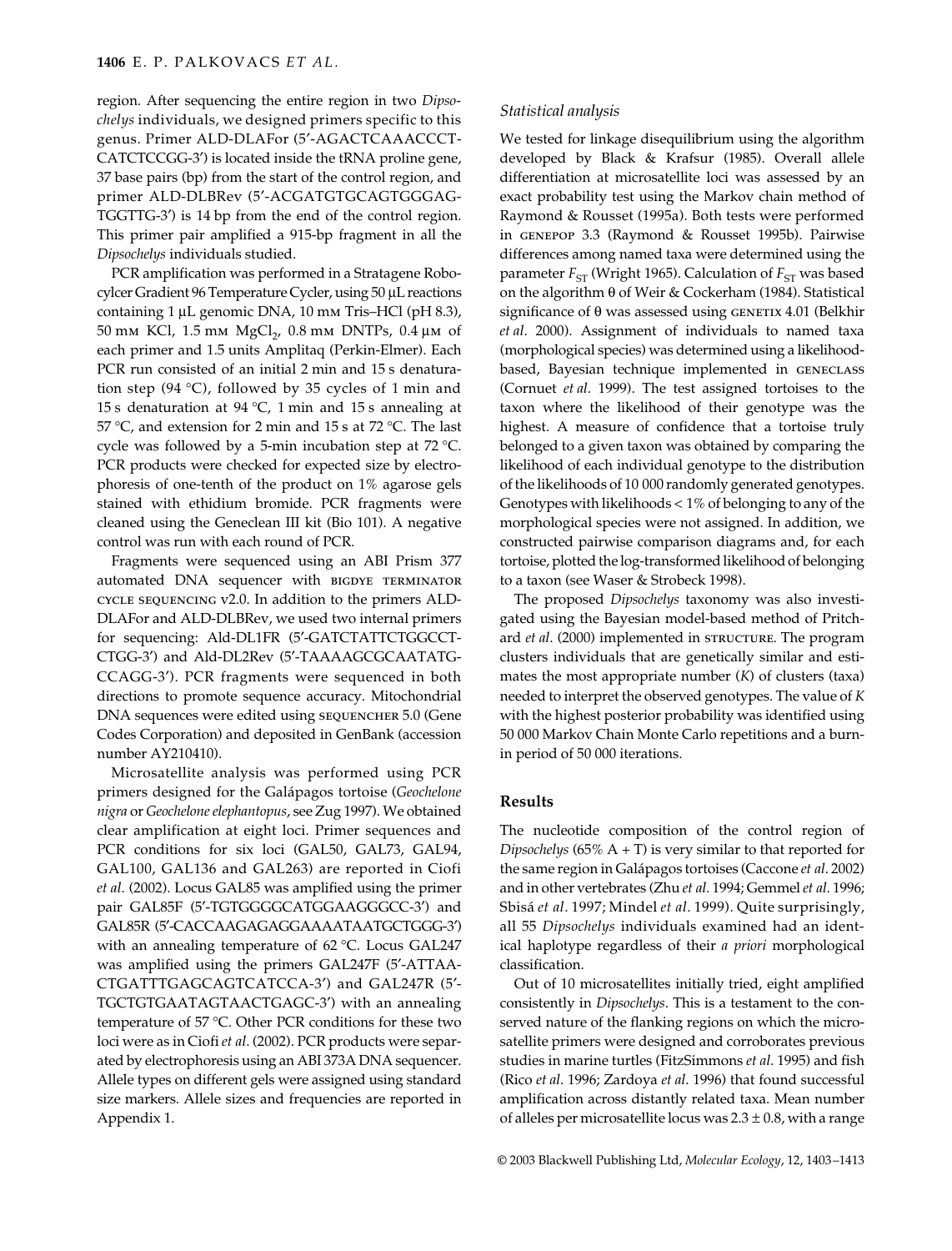region. After sequencing the entire region in two *Dipsochelys* individuals, we designed primers specific to this genus. Primer ALD-DLAFor (5′-AGACTCAAACCCT-CATCTCCGG-3′) is located inside the tRNA proline gene, 37 base pairs (bp) from the start of the control region, and primer ALD-DLBRev (5′-ACGATGTGCAGTGGGAG-TGGTTG-3′) is 14 bp from the end of the control region. This primer pair amplified a 915-bp fragment in all the *Dipsochelys* individuals studied.

PCR amplification was performed in a Stratagene Robocylcer Gradient 96 Temperature Cycler, using 50 μL reactions containing 1 μL genomic DNA, 10 mm Tris–HCl (pH 8.3), 50 mm KCl, 1.5 mm $MgCl_2$, 0.8 mm DNTPs, 0.4 μm of each primer and 1.5 units Amplitaq (Perkin-Elmer). Each PCR run consisted of an initial 2 min and 15 s denaturation step (94 °C), followed by 35 cycles of 1 min and 15 s denaturation at 94 °C, 1 min and 15 s annealing at 57 °C, and extension for 2 min and 15 s at 72 °C. The last cycle was followed by a 5-min incubation step at 72 °C. PCR products were checked for expected size by electrophoresis of one-tenth of the product on 1% agarose gels stained with ethidium bromide. PCR fragments were cleaned using the Geneclean III kit (Bio 101). A negative control was run with each round of PCR.

Fragments were sequenced using an ABI Prism 377 automated DNA sequencer with BIGDYE TERMINATOR CYCLE SEQUENCING v2.0. In addition to the primers ALD-DLAFor and ALD-DLBRev, we used two internal primers for sequencing: Ald-DL1FR (5′-GATCTATTCTGGCCT-CTGG-3′) and Ald-DL2Rev (5′-TAAAAGCGCAATATG-CCAGG-3′). PCR fragments were sequenced in both directions to promote sequence accuracy. Mitochondrial DNA sequences were edited using SEQUENCHER 5.0 (Gene Codes Corporation) and deposited in GenBank (accession number AY210410).

Microsatellite analysis was performed using PCR primers designed for the Galápagos tortoise (*Geochelone nigra* or *Geochelone elephantopus*, see Zug 1997). We obtained clear amplification at eight loci. Primer sequences and PCR conditions for six loci (GAL50, GAL73, GAL94, GAL100, GAL136 and GAL263) are reported in Ciofi *et al*. (2002). Locus GAL85 was amplified using the primer pair GAL85F (5′-TGTGGGGCATGGAAGGGCC-3′) and GAL85R (5′-CACCAAGAGAGGAAAATAATGCTGGG-3′) with an annealing temperature of 62 °C. Locus GAL247 was amplified using the primers GAL247F (5′-ATTAA-CTGATTTGAGCAGTCATCCA-3′) and GAL247R (5′-TGCTGTGAATAGTAACTGAGC-3′) with an annealing temperature of 57 °C. Other PCR conditions for these two loci were as in Ciofi *et al*. (2002). PCR products were separated by electrophoresis using an ABI 373A DNA sequencer. Allele types on different gels were assigned using standard size markers. Allele sizes and frequencies are reported in Appendix 1.

### Statistical analysis

We tested for linkage disequilibrium using the algorithm developed by Black & Krafsur (1985). Overall allele differentiation at microsatellite loci was assessed by an exact probability test using the Markov chain method of Raymond & Rousset (1995a). Both tests were performed in GENEPOP 3.3 (Raymond & Rousset 1995b). Pairwise differences among named taxa were determined using the parameter $F_{ST}$ (Wright 1965). Calculation of $F_{ST}$ was based on the algorithm θ of Weir & Cockerham (1984). Statistical significance of θ was assessed using GENETIX 4.01 (Belkhir *et al*. 2000). Assignment of individuals to named taxa (morphological species) was determined using a likelihood-based, Bayesian technique implemented in GENECLASS (Cornuet *et al*. 1999). The test assigned tortoises to the taxon where the likelihood of their genotype was the highest. A measure of confidence that a tortoise truly belonged to a given taxon was obtained by comparing the likelihood of each individual genotype to the distribution of the likelihoods of 10 000 randomly generated genotypes. Genotypes with likelihoods < 1% of belonging to any of the morphological species were not assigned. In addition, we constructed pairwise comparison diagrams and, for each tortoise, plotted the log-transformed likelihood of belonging to a taxon (see Waser & Strobeck 1998).

The proposed *Dipsochelys* taxonomy was also investigated using the Bayesian model-based method of Pritchard *et al*. (2000) implemented in STRUCTURE. The program clusters individuals that are genetically similar and estimates the most appropriate number ($K$) of clusters (taxa) needed to interpret the observed genotypes. The value of $K$ with the highest posterior probability was identified using 50 000 Markov Chain Monte Carlo repetitions and a burn-in period of 50 000 iterations.

## Results

The nucleotide composition of the control region of *Dipsochelys* (65% A + T) is very similar to that reported for the same region in Galápagos tortoises (Caccone *et al*. 2002) and in other vertebrates (Zhu *et al*. 1994; Gemmel *et al*. 1996; Sbisá *et al*. 1997; Mindel *et al*. 1999). Quite surprisingly, all 55 *Dipsochelys* individuals examined had an identical haplotype regardless of their *a priori* morphological classification.

Out of 10 microsatellites initially tried, eight amplified consistently in *Dipsochelys*. This is a testament to the conserved nature of the flanking regions on which the microsatellite primers were designed and corroborates previous studies in marine turtles (FitzSimmons *et al*. 1995) and fish (Rico *et al*. 1996; Zardoya *et al*. 1996) that found successful amplification across distantly related taxa. Mean number of alleles per microsatellite locus was 2.3 ± 0.8, with a range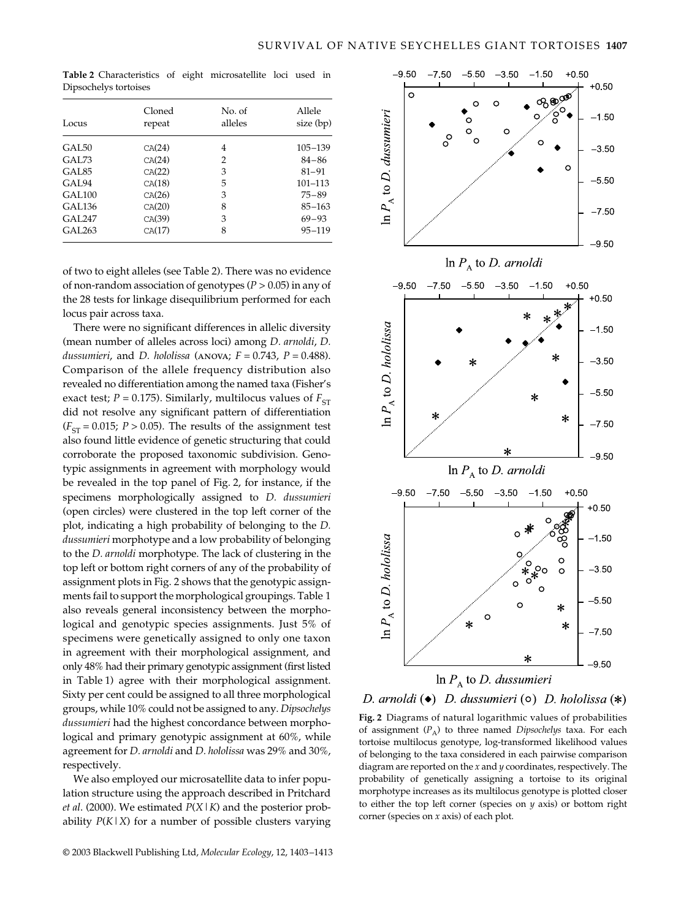**Table 2** Characteristics of eight microsatellite loci used in Dipsochelys tortoises

| Locus | Cloned repeat | No. of alleles | Allele size (bp) |
|---|---|---|---|
| GAL50 | CA(24) | 4 | 105–139 |
| GAL73 | CA(24) | 2 | 84–86 |
| GAL85 | CA(22) | 3 | 81–91 |
| GAL94 | CA(18) | 5 | 101–113 |
| GAL100 | CA(26) | 3 | 75–89 |
| GAL136 | CA(20) | 8 | 85–163 |
| GAL247 | CA(39) | 3 | 69–93 |
| GAL263 | CA(17) | 8 | 95–119 |

of two to eight alleles (see Table 2). There was no evidence of non-random association of genotypes ($P > 0.05$) in any of the 28 tests for linkage disequilibrium performed for each locus pair across taxa.

There were no significant differences in allelic diversity (mean number of alleles across loci) among *D. arnoldi*, *D. dussumieri*, and *D. hololissa* (ANOVA; $F = 0.743$, $P = 0.488$). Comparison of the allele frequency distribution also revealed no differentiation among the named taxa (Fisher's exact test; $P = 0.175$). Similarly, multilocus values of $F_{ST}$ did not resolve any significant pattern of differentiation ($F_{ST} = 0.015$; $P > 0.05$). The results of the assignment test also found little evidence of genetic structuring that could corroborate the proposed taxonomic subdivision. Genotypic assignments in agreement with morphology would be revealed in the top panel of Fig. 2, for instance, if the specimens morphologically assigned to *D. dussumieri* (open circles) were clustered in the top left corner of the plot, indicating a high probability of belonging to the *D. dussumieri* morphotype and a low probability of belonging to the *D. arnoldi* morphotype. The lack of clustering in the top left or bottom right corners of any of the probability of assignment plots in Fig. 2 shows that the genotypic assignments fail to support the morphological groupings. Table 1 also reveals general inconsistency between the morphological and genotypic species assignments. Just 5% of specimens were genetically assigned to only one taxon in agreement with their morphological assignment, and only 48% had their primary genotypic assignment (first listed in Table 1) agree with their morphological assignment. Sixty per cent could be assigned to all three morphological groups, while 10% could not be assigned to any. *Dipsochelys dussumieri* had the highest concordance between morphological and primary genotypic assignment at 60%, while agreement for *D. arnoldi* and *D. hololissa* was 29% and 30%, respectively.

We also employed our microsatellite data to infer population structure using the approach described in Pritchard *et al*. (2000). We estimated $P(X|K)$ and the posterior probability $P(K|X)$ for a number of possible clusters varying

**Fig. 2** Diagrams of natural logarithmic values of probabilities of assignment ($P_A$) to three named *Dipsochelys* taxa. For each tortoise multilocus genotype, log-transformed likelihood values of belonging to the taxa considered in each pairwise comparison diagram are reported on the *x* and *y* coordinates, respectively. The probability of genetically assigning a tortoise to its original morphotype increases as its multilocus genotype is plotted closer to either the top left corner (species on *y* axis) or bottom right corner (species on *x* axis) of each plot.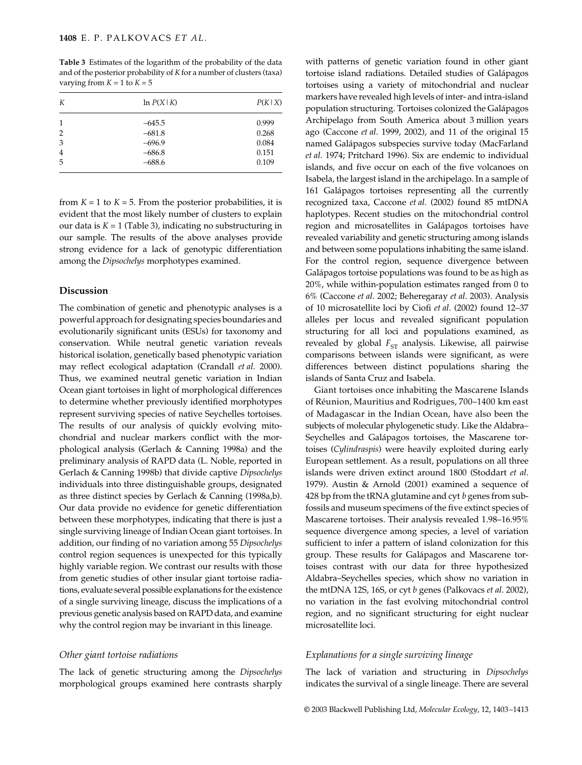**Table 3** Estimates of the logarithm of the probability of the data and of the posterior probability of $K$ for a number of clusters (taxa) varying from $K = 1$ to $K = 5$

| $K$ | ln $P(X \mid K)$ | $P(K \mid X)$ |
|---|---|---|
| 1 | −645.5 | 0.999 |
| 2 | −681.8 | 0.268 |
| 3 | −696.9 | 0.084 |
| 4 | −686.8 | 0.151 |
| 5 | −688.6 | 0.109 |

from $K = 1$ to $K = 5$. From the posterior probabilities, it is evident that the most likely number of clusters to explain our data is $K = 1$ (Table 3), indicating no substructuring in our sample. The results of the above analyses provide strong evidence for a lack of genotypic differentiation among the *Dipsochelys* morphotypes examined.

## Discussion

The combination of genetic and phenotypic analyses is a powerful approach for designating species boundaries and evolutionarily significant units (ESUs) for taxonomy and conservation. While neutral genetic variation reveals historical isolation, genetically based phenotypic variation may reflect ecological adaptation (Crandall *et al*. 2000). Thus, we examined neutral genetic variation in Indian Ocean giant tortoises in light of morphological differences to determine whether previously identified morphotypes represent surviving species of native Seychelles tortoises. The results of our analysis of quickly evolving mitochondrial and nuclear markers conflict with the morphological analysis (Gerlach & Canning 1998a) and the preliminary analysis of RAPD data (L. Noble, reported in Gerlach & Canning 1998b) that divide captive *Dipsochelys* individuals into three distinguishable groups, designated as three distinct species by Gerlach & Canning (1998a,b). Our data provide no evidence for genetic differentiation between these morphotypes, indicating that there is just a single surviving lineage of Indian Ocean giant tortoises. In addition, our finding of no variation among 55 *Dipsochelys* control region sequences is unexpected for this typically highly variable region. We contrast our results with those from genetic studies of other insular giant tortoise radiations, evaluate several possible explanations for the existence of a single surviving lineage, discuss the implications of a previous genetic analysis based on RAPD data, and examine why the control region may be invariant in this lineage.

### *Other giant tortoise radiations*

The lack of genetic structuring among the *Dipsochelys* morphological groups examined here contrasts sharply with patterns of genetic variation found in other giant tortoise island radiations. Detailed studies of Galápagos tortoises using a variety of mitochondrial and nuclear markers have revealed high levels of inter- and intra-island population structuring. Tortoises colonized the Galápagos Archipelago from South America about 3 million years ago (Caccone *et al*. 1999, 2002), and 11 of the original 15 named Galápagos subspecies survive today (MacFarland *et al*. 1974; Pritchard 1996). Six are endemic to individual islands, and five occur on each of the five volcanoes on Isabela, the largest island in the archipelago. In a sample of 161 Galápagos tortoises representing all the currently recognized taxa, Caccone *et al*. (2002) found 85 mtDNA haplotypes. Recent studies on the mitochondrial control region and microsatellites in Galápagos tortoises have revealed variability and genetic structuring among islands and between some populations inhabiting the same island. For the control region, sequence divergence between Galápagos tortoise populations was found to be as high as 20%, while within-population estimates ranged from 0 to 6% (Caccone *et al*. 2002; Beheregaray *et al*. 2003). Analysis of 10 microsatellite loci by Ciofi *et al*. (2002) found 12–37 alleles per locus and revealed significant population structuring for all loci and populations examined, as revealed by global $F_{ST}$ analysis. Likewise, all pairwise comparisons between islands were significant, as were differences between distinct populations sharing the islands of Santa Cruz and Isabela.

Giant tortoises once inhabiting the Mascarene Islands of Réunion, Mauritius and Rodrigues, 700–1400 km east of Madagascar in the Indian Ocean, have also been the subjects of molecular phylogenetic study. Like the Aldabra–Seychelles and Galápagos tortoises, the Mascarene tortoises (*Cylindraspis*) were heavily exploited during early European settlement. As a result, populations on all three islands were driven extinct around 1800 (Stoddart *et al*. 1979). Austin & Arnold (2001) examined a sequence of 428 bp from the tRNA glutamine and cyt *b* genes from subfossils and museum specimens of the five extinct species of Mascarene tortoises. Their analysis revealed 1.98–16.95% sequence divergence among species, a level of variation sufficient to infer a pattern of island colonization for this group. These results for Galápagos and Mascarene tortoises contrast with our data for three hypothesized Aldabra–Seychelles species, which show no variation in the mtDNA 12S, 16S, or cyt *b* genes (Palkovacs *et al*. 2002), no variation in the fast evolving mitochondrial control region, and no significant structuring for eight nuclear microsatellite loci.

### *Explanations for a single surviving lineage*

The lack of variation and structuring in *Dipsochelys* indicates the survival of a single lineage. There are several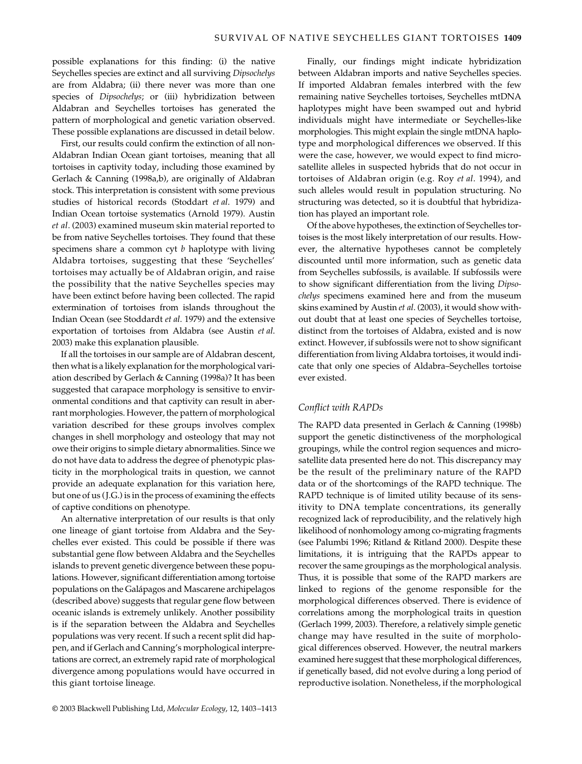possible explanations for this finding: (i) the native Seychelles species are extinct and all surviving *Dipsochelys* are from Aldabra; (ii) there never was more than one species of *Dipsochelys*; or (iii) hybridization between Aldabran and Seychelles tortoises has generated the pattern of morphological and genetic variation observed. These possible explanations are discussed in detail below.

First, our results could confirm the extinction of all non-Aldabran Indian Ocean giant tortoises, meaning that all tortoises in captivity today, including those examined by Gerlach & Canning (1998a,b), are originally of Aldabran stock. This interpretation is consistent with some previous studies of historical records (Stoddart *et al*. 1979) and Indian Ocean tortoise systematics (Arnold 1979). Austin *et al*. (2003) examined museum skin material reported to be from native Seychelles tortoises. They found that these specimens share a common cyt *b* haplotype with living Aldabra tortoises, suggesting that these 'Seychelles' tortoises may actually be of Aldabran origin, and raise the possibility that the native Seychelles species may have been extinct before having been collected. The rapid extermination of tortoises from islands throughout the Indian Ocean (see Stoddardt *et al*. 1979) and the extensive exportation of tortoises from Aldabra (see Austin *et al*. 2003) make this explanation plausible.

If all the tortoises in our sample are of Aldabran descent, then what is a likely explanation for the morphological variation described by Gerlach & Canning (1998a)? It has been suggested that carapace morphology is sensitive to environmental conditions and that captivity can result in aberrant morphologies. However, the pattern of morphological variation described for these groups involves complex changes in shell morphology and osteology that may not owe their origins to simple dietary abnormalities. Since we do not have data to address the degree of phenotypic plasticity in the morphological traits in question, we cannot provide an adequate explanation for this variation here, but one of us (J.G.) is in the process of examining the effects of captive conditions on phenotype.

An alternative interpretation of our results is that only one lineage of giant tortoise from Aldabra and the Seychelles ever existed. This could be possible if there was substantial gene flow between Aldabra and the Seychelles islands to prevent genetic divergence between these populations. However, significant differentiation among tortoise populations on the Galápagos and Mascarene archipelagos (described above) suggests that regular gene flow between oceanic islands is extremely unlikely. Another possibility is if the separation between the Aldabra and Seychelles populations was very recent. If such a recent split did happen, and if Gerlach and Canning's morphological interpretations are correct, an extremely rapid rate of morphological divergence among populations would have occurred in this giant tortoise lineage.

Finally, our findings might indicate hybridization between Aldabran imports and native Seychelles species. If imported Aldabran females interbred with the few remaining native Seychelles tortoises, Seychelles mtDNA haplotypes might have been swamped out and hybrid individuals might have intermediate or Seychelles-like morphologies. This might explain the single mtDNA haplotype and morphological differences we observed. If this were the case, however, we would expect to find microsatellite alleles in suspected hybrids that do not occur in tortoises of Aldabran origin (e.g. Roy *et al*. 1994), and such alleles would result in population structuring. No structuring was detected, so it is doubtful that hybridization has played an important role.

Of the above hypotheses, the extinction of Seychelles tortoises is the most likely interpretation of our results. However, the alternative hypotheses cannot be completely discounted until more information, such as genetic data from Seychelles subfossils, is available. If subfossils were to show significant differentiation from the living *Dipsochelys* specimens examined here and from the museum skins examined by Austin *et al*. (2003), it would show without doubt that at least one species of Seychelles tortoise, distinct from the tortoises of Aldabra, existed and is now extinct. However, if subfossils were not to show significant differentiation from living Aldabra tortoises, it would indicate that only one species of Aldabra–Seychelles tortoise ever existed.

### *Conflict with RAPDs*

The RAPD data presented in Gerlach & Canning (1998b) support the genetic distinctiveness of the morphological groupings, while the control region sequences and microsatellite data presented here do not. This discrepancy may be the result of the preliminary nature of the RAPD data or of the shortcomings of the RAPD technique. The RAPD technique is of limited utility because of its sensitivity to DNA template concentrations, its generally recognized lack of reproducibility, and the relatively high likelihood of nonhomology among co-migrating fragments (see Palumbi 1996; Ritland & Ritland 2000). Despite these limitations, it is intriguing that the RAPDs appear to recover the same groupings as the morphological analysis. Thus, it is possible that some of the RAPD markers are linked to regions of the genome responsible for the morphological differences observed. There is evidence of correlations among the morphological traits in question (Gerlach 1999, 2003). Therefore, a relatively simple genetic change may have resulted in the suite of morphological differences observed. However, the neutral markers examined here suggest that these morphological differences, if genetically based, did not evolve during a long period of reproductive isolation. Nonetheless, if the morphological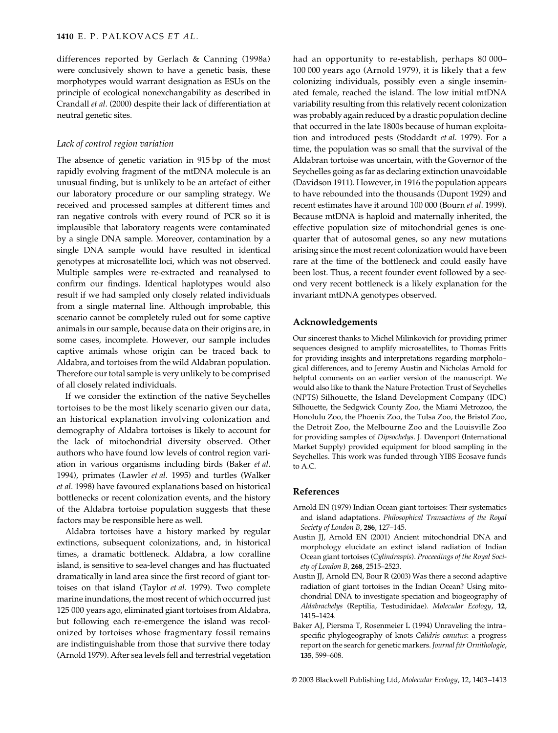differences reported by Gerlach & Canning (1998a) were conclusively shown to have a genetic basis, these morphotypes would warrant designation as ESUs on the principle of ecological nonexchangability as described in Crandall *et al*. (2000) despite their lack of differentiation at neutral genetic sites.

### *Lack of control region variation*

The absence of genetic variation in 915 bp of the most rapidly evolving fragment of the mtDNA molecule is an unusual finding, but is unlikely to be an artefact of either our laboratory procedure or our sampling strategy. We received and processed samples at different times and ran negative controls with every round of PCR so it is implausible that laboratory reagents were contaminated by a single DNA sample. Moreover, contamination by a single DNA sample would have resulted in identical genotypes at microsatellite loci, which was not observed. Multiple samples were re-extracted and reanalysed to confirm our findings. Identical haplotypes would also result if we had sampled only closely related individuals from a single maternal line. Although improbable, this scenario cannot be completely ruled out for some captive animals in our sample, because data on their origins are, in some cases, incomplete. However, our sample includes captive animals whose origin can be traced back to Aldabra, and tortoises from the wild Aldabran population. Therefore our total sample is very unlikely to be comprised of all closely related individuals.

If we consider the extinction of the native Seychelles tortoises to be the most likely scenario given our data, an historical explanation involving colonization and demography of Aldabra tortoises is likely to account for the lack of mitochondrial diversity observed. Other authors who have found low levels of control region variation in various organisms including birds (Baker *et al*. 1994), primates (Lawler *et al*. 1995) and turtles (Walker *et al*. 1998) have favoured explanations based on historical bottlenecks or recent colonization events, and the history of the Aldabra tortoise population suggests that these factors may be responsible here as well.

Aldabra tortoises have a history marked by regular extinctions, subsequent colonizations, and, in historical times, a dramatic bottleneck. Aldabra, a low coralline island, is sensitive to sea-level changes and has fluctuated dramatically in land area since the first record of giant tortoises on that island (Taylor *et al*. 1979). Two complete marine inundations, the most recent of which occurred just 125 000 years ago, eliminated giant tortoises from Aldabra, but following each re-emergence the island was recolonized by tortoises whose fragmentary fossil remains are indistinguishable from those that survive there today (Arnold 1979). After sea levels fell and terrestrial vegetation had an opportunity to re-establish, perhaps 80 000–100 000 years ago (Arnold 1979), it is likely that a few colonizing individuals, possibly even a single inseminated female, reached the island. The low initial mtDNA variability resulting from this relatively recent colonization was probably again reduced by a drastic population decline that occurred in the late 1800s because of human exploitation and introduced pests (Stoddardt *et al*. 1979). For a time, the population was so small that the survival of the Aldabran tortoise was uncertain, with the Governor of the Seychelles going as far as declaring extinction unavoidable (Davidson 1911). However, in 1916 the population appears to have rebounded into the thousands (Dupont 1929) and recent estimates have it around 100 000 (Bourn *et al*. 1999). Because mtDNA is haploid and maternally inherited, the effective population size of mitochondrial genes is one-quarter that of autosomal genes, so any new mutations arising since the most recent colonization would have been rare at the time of the bottleneck and could easily have been lost. Thus, a recent founder event followed by a second very recent bottleneck is a likely explanation for the invariant mtDNA genotypes observed.

## Acknowledgements

Our sincerest thanks to Michel Milinkovich for providing primer sequences designed to amplify microsatellites, to Thomas Fritts for providing insights and interpretations regarding morphological differences, and to Jeremy Austin and Nicholas Arnold for helpful comments on an earlier version of the manuscript. We would also like to thank the Nature Protection Trust of Seychelles (NPTS) Silhouette, the Island Development Company (IDC) Silhouette, the Sedgwick County Zoo, the Miami Metrozoo, the Honolulu Zoo, the Phoenix Zoo, the Tulsa Zoo, the Bristol Zoo, the Detroit Zoo, the Melbourne Zoo and the Louisville Zoo for providing samples of *Dipsochelys*. J. Davenport (International Market Supply) provided equipment for blood sampling in the Seychelles. This work was funded through YIBS Ecosave funds to A.C.

## References

Arnold EN (1979) Indian Ocean giant tortoises: Their systematics and island adaptations. *Philosophical Transactions of the Royal Society of London B*, **286**, 127–145.

Austin JJ, Arnold EN (2001) Ancient mitochondrial DNA and morphology elucidate an extinct island radiation of Indian Ocean giant tortoises (*Cylindraspis*). *Proceedings of the Royal Society of London B*, **268**, 2515–2523.

Austin JJ, Arnold EN, Bour R (2003) Was there a second adaptive radiation of giant tortoises in the Indian Ocean? Using mitochondrial DNA to investigate speciation and biogeography of *Aldabrachelys* (Reptilia, Testudinidae). *Molecular Ecology*, **12**, 1415–1424.

Baker AJ, Piersma T, Rosenmeier L (1994) Unraveling the intraspecific phylogeography of knots *Calidris canutus*: a progress report on the search for genetic markers. *Journal für Ornithologie*, **135**, 599–608.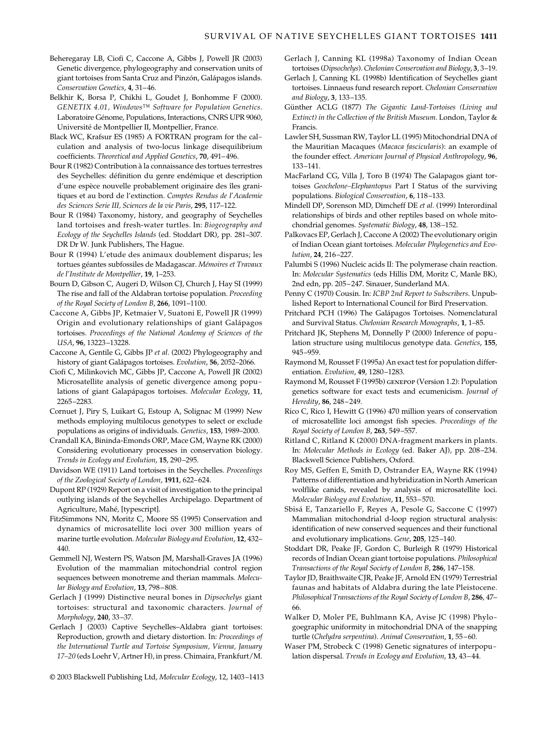Beheregaray LB, Ciofi C, Caccone A, Gibbs J, Powell JR (2003) Genetic divergence, phylogeography and conservation units of giant tortoises from Santa Cruz and Pinzón, Galápagos islands. *Conservation Genetics*, **4**, 31–46.

Belkhir K, Borsa P, Chikhi L, Goudet J, Bonhomme F (2000). *GENETIX 4.01, Windows™ Software for Population Genetics*. Laboratoire Génome, Populations, Interactions, CNRS UPR 9060, Université de Montpellier II, Montpellier, France.

Black WC, Krafsur ES (1985) A FORTRAN program for the calculation and analysis of two-locus linkage disequilibrium coefficients. *Theoretical and Applied Genetics*, **70**, 491–496.

Bour R (1982) Contribution à la connaissance des tortues terrestres des Seychelles: définition du genre endémique et description d'une espèce nouvelle probablement originaire des îles granitiques et au bord de l'extinction. *Comptes Rendus de l'Academie des Sciences Serie III, Sciences de la vie Paris*, **295**, 117–122.

Bour R (1984) Taxonomy, history, and geography of Seychelles land tortoises and fresh-water turtles. In: *Biogeography and Ecology of the Seychelles Islands* (ed. Stoddart DR), pp. 281–307. DR Dr W. Junk Publishers, The Hague.

Bour R (1994) L'etude des animaux doublement disparus; les tortues géantes subfossiles de Madagascar. *Mémoires et Travaux de l'Institute de Montpellier*, **19**, 1–253.

Bourn D, Gibson C, Augeri D, Wilson CJ, Church J, Hay SI (1999) The rise and fall of the Aldabran tortoise population. *Proceeding of the Royal Society of London B*, **266**, 1091–1100.

Caccone A, Gibbs JP, Ketmaier V, Suatoni E, Powell JR (1999) Origin and evolutionary relationships of giant Galápagos tortoises. *Proceedings of the National Academy of Sciences of the USA*, **96**, 13223–13228.

Caccone A, Gentile G, Gibbs JP *et al.* (2002) Phylogeography and history of giant Galápagos tortoises. *Evolution*, **56**, 2052–2066.

Ciofi C, Milinkovich MC, Gibbs JP, Caccone A, Powell JR (2002) Microsatellite analysis of genetic divergence among populations of giant Galapápagos tortoises. *Molecular Ecology*, **11**, 2265–2283.

Cornuet J, Piry S, Luikart G, Estoup A, Solignac M (1999) New methods employing multilocus genotypes to select or exclude populations as origins of individuals. *Genetics*, **153**, 1989–2000.

Crandall KA, Bininda-Emonds ORP, Mace GM, Wayne RK (2000) Considering evolutionary processes in conservation biology. *Trends in Ecology and Evolution*, **15**, 290–295.

Davidson WE (1911) Land tortoises in the Seychelles. *Proceedings of the Zoological Society of London*, **1911**, 622–624.

Dupont RP (1929) Report on a visit of investigation to the principal outlying islands of the Seychelles Archipelago. Department of Agriculture, Mahé, [typescript].

FitzSimmons NN, Moritz C, Moore SS (1995) Conservation and dynamics of microsatellite loci over 300 million years of marine turtle evolution. *Molecular Biology and Evolution*, **12**, 432–440.

Gemmell NJ, Western PS, Watson JM, Marshall-Graves JA (1996) Evolution of the mammalian mitochondrial control region sequences between monotreme and therian mammals. *Molecular Biology and Evolution*, **13**, 798–808.

Gerlach J (1999) Distinctive neural bones in *Dipsochelys* giant tortoises: structural and taxonomic characters. *Journal of Morphology*, **240**, 33–37.

Gerlach J (2003) Captive Seychelles–Aldabra giant tortoises: Reproduction, growth and dietary distortion. In: *Proceedings of the International Turtle and Tortoise Symposium, Vienna, January 17–20* (eds Loehr V, Artner H), in press. Chimaira, Frankfurt/M.

Gerlach J, Canning KL (1998a) Taxonomy of Indian Ocean tortoises (*Dipsochelys*). *Chelonian Conservation and Biology*, **3**, 3–19.

Gerlach J, Canning KL (1998b) Identification of Seychelles giant tortoises. Linnaeus fund research report. *Chelonian Conservation and Biology*, **3**, 133–135.

Günther ACLG (1877) *The Gigantic Land-Tortoises (Living and Extinct) in the Collection of the British Museum*. London, Taylor & Francis.

Lawler SH, Sussman RW, Taylor LL (1995) Mitochondrial DNA of the Mauritian Macaques (*Macaca fascicularis*): an example of the founder effect. *American Journal of Physical Anthropology*, **96**, 133–141.

MacFarland CG, Villa J, Toro B (1974) The Galapagos giant tortoises *Geochelone–Elephantopus* Part I Status of the surviving populations. *Biological Conservation*, **6**, 118–133.

Mindell DP, Sorenson MD, Dimcheff DE *et al.* (1999) Interordinal relationships of birds and other reptiles based on whole mitochondrial genomes. *Systematic Biology*, **48**, 138–152.

Palkovacs EP, Gerlach J, Caccone A (2002) The evolutionary origin of Indian Ocean giant tortoises. *Molecular Phylogenetics and Evolution*, **24**, 216–227.

Palumbi S (1996) Nucleic acids II: The polymerase chain reaction. In: *Molecular Systematics* (eds Hillis DM, Moritz C, Manle BK), 2nd edn, pp. 205–247. Sinauer, Sunderland MA.

Penny C (1970) Cousin. In: *ICBP 2nd Report to Subscribers*. Unpublished Report to International Council for Bird Preservation.

Pritchard PCH (1996) The Galápagos Tortoises. Nomenclatural and Survival Status. *Chelonian Research Monographs*, **1**, 1–85.

Pritchard JK, Stephens M, Donnelly P (2000) Inference of population structure using multilocus genotype data. *Genetics*, **155**, 945–959.

Raymond M, Rousset F (1995a) An exact test for population differentiation. *Evolution*, **49**, 1280–1283.

Raymond M, Rousset F (1995b) GENEPOP (Version 1.2): Population genetics software for exact tests and ecumenicism. *Journal of Heredity*, **86**, 248–249.

Rico C, Rico I, Hewitt G (1996) 470 million years of conservation of microsatellite loci amongst fish species. *Proceedings of the Royal Society of London B*, **263**, 549–557.

Ritland C, Ritland K (2000) DNA-fragment markers in plants. In: *Molecular Methods in Ecology* (ed. Baker AJ), pp. 208–234. Blackwell Science Publishers, Oxford.

Roy MS, Geffen E, Smith D, Ostrander EA, Wayne RK (1994) Patterns of differentiation and hybridization in North American wolflike canids, revealed by analysis of microsatellite loci. *Molecular Biology and Evolution*, **11**, 553–570.

Sbisá E, Tanzariello F, Reyes A, Pesole G, Saccone C (1997) Mammalian mitochondrial d-loop region structural analysis: identification of new conserved sequences and their functional and evolutionary implications. *Gene*, **205**, 125–140.

Stoddart DR, Peake JF, Gordon C, Burleigh R (1979) Historical records of Indian Ocean giant tortoise populations. *Philosophical Transactions of the Royal Society of London B*, **286**, 147–158.

Taylor JD, Braithwaite CJR, Peake JF, Arnold EN (1979) Terrestrial faunas and habitats of Aldabra during the late Pleistocene. *Philosophical Transactions of the Royal Society of London B*, **286**, 47–66.

Walker D, Moler PE, Buhlmann KA, Avise JC (1998) Phylogeographic uniformity in mitochondrial DNA of the snapping turtle (*Chelydra serpentina*). *Animal Conservation*, **1**, 55–60.

Waser PM, Strobeck C (1998) Genetic signatures of interpopulation dispersal. *Trends in Ecology and Evolution*, **13**, 43–44.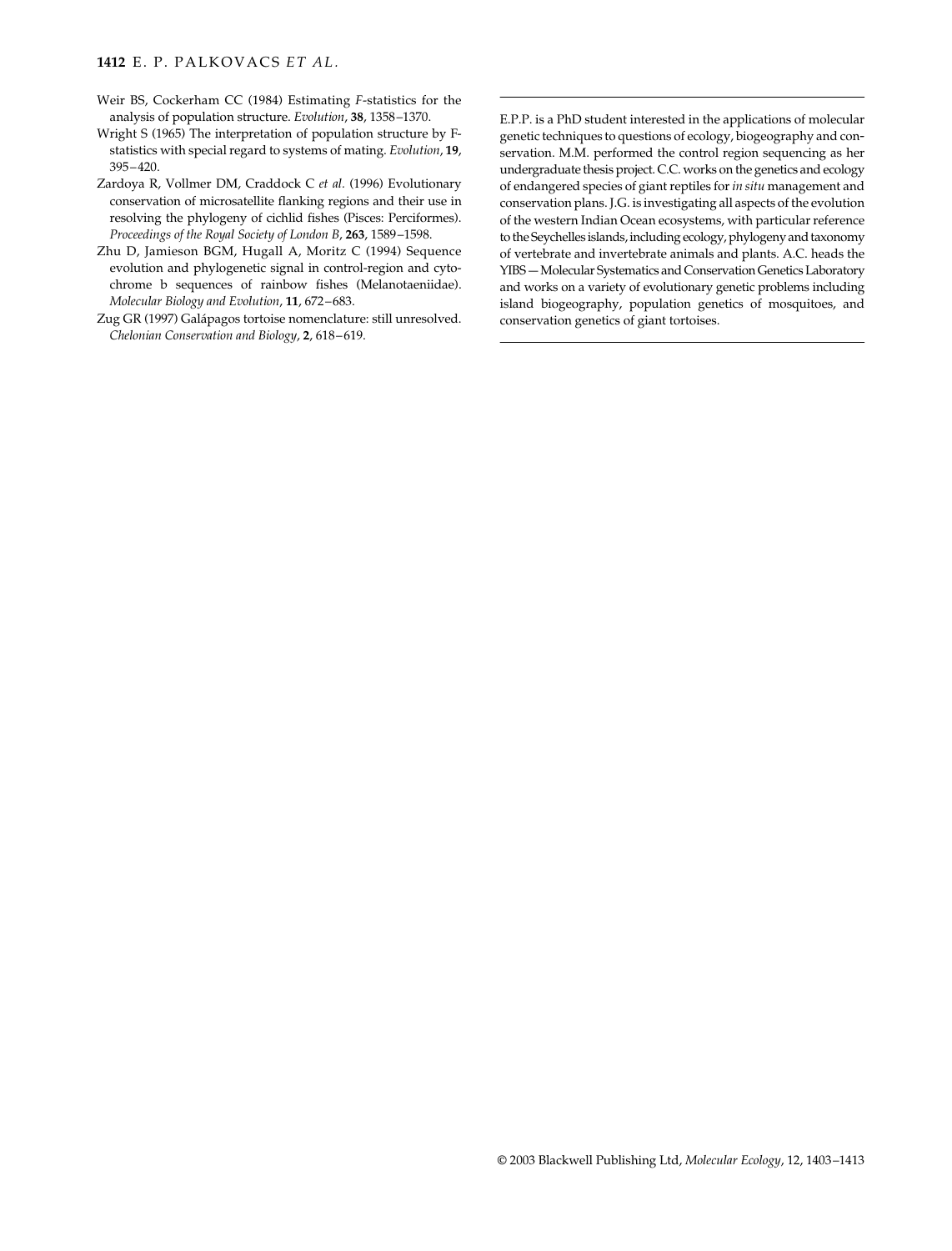Weir BS, Cockerham CC (1984) Estimating *F*-statistics for the analysis of population structure. *Evolution*, **38**, 1358–1370.

Wright S (1965) The interpretation of population structure by F-statistics with special regard to systems of mating. *Evolution*, **19**, 395–420.

Zardoya R, Vollmer DM, Craddock C *et al.* (1996) Evolutionary conservation of microsatellite flanking regions and their use in resolving the phylogeny of cichlid fishes (Pisces: Perciformes). *Proceedings of the Royal Society of London B*, **263**, 1589–1598.

Zhu D, Jamieson BGM, Hugall A, Moritz C (1994) Sequence evolution and phylogenetic signal in control-region and cytochrome b sequences of rainbow fishes (Melanotaeniidae). *Molecular Biology and Evolution*, **11**, 672–683.

Zug GR (1997) Galápagos tortoise nomenclature: still unresolved. *Chelonian Conservation and Biology*, **2**, 618–619.

---

E.P.P. is a PhD student interested in the applications of molecular genetic techniques to questions of ecology, biogeography and conservation. M.M. performed the control region sequencing as her undergraduate thesis project. C.C. works on the genetics and ecology of endangered species of giant reptiles for *in situ* management and conservation plans. J.G. is investigating all aspects of the evolution of the western Indian Ocean ecosystems, with particular reference to the Seychelles islands, including ecology, phylogeny and taxonomy of vertebrate and invertebrate animals and plants. A.C. heads the YIBS — Molecular Systematics and Conservation Genetics Laboratory and works on a variety of evolutionary genetic problems including island biogeography, population genetics of mosquitoes, and conservation genetics of giant tortoises.

---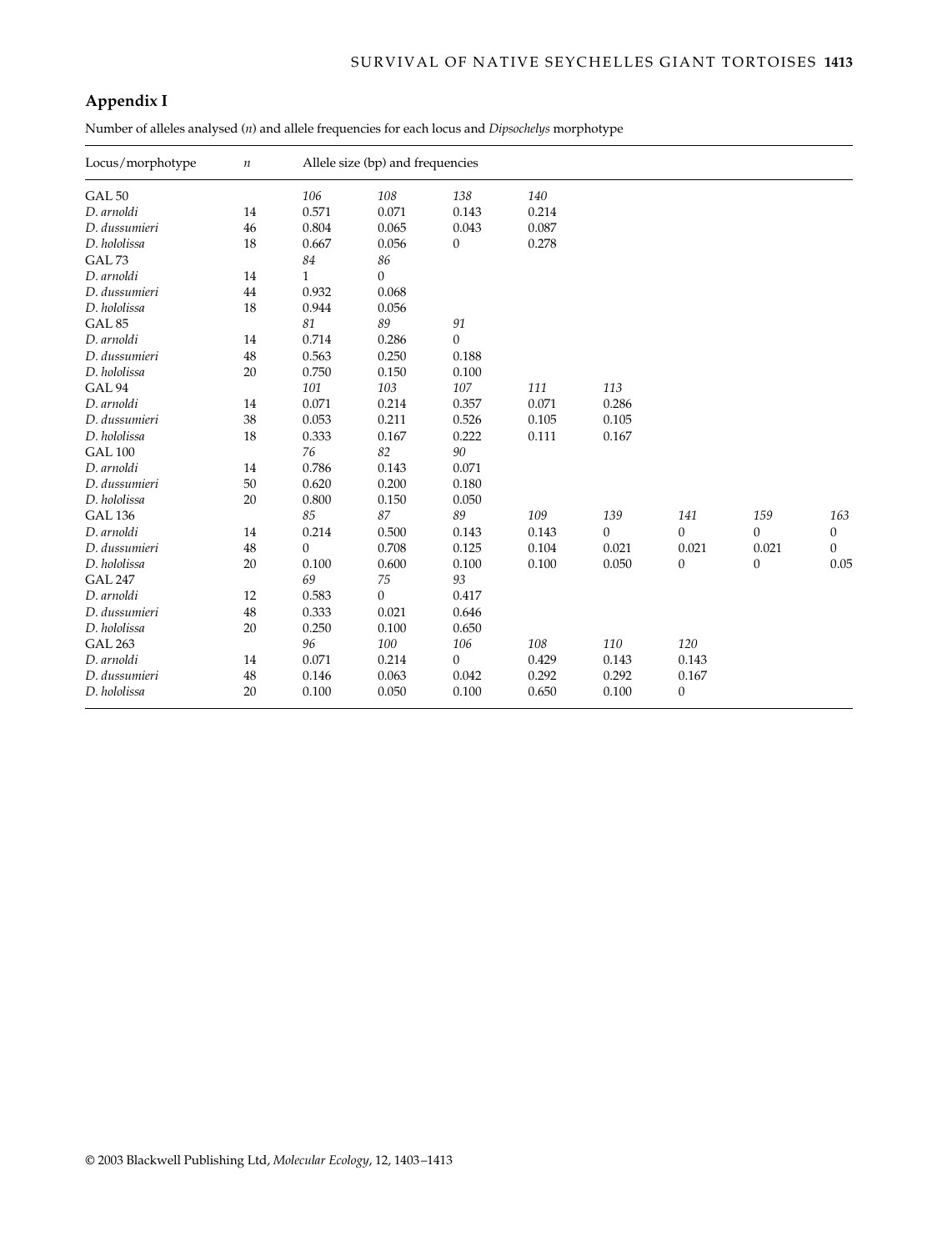## Appendix I

Number of alleles analysed (*n*) and allele frequencies for each locus and *Dipsochelys* morphotype

| Locus/morphotype | *n* | Allele size (bp) and frequencies | | | | | | | |
|---|---|---|---|---|---|---|---|---|---|
| GAL 50 | | *106* | *108* | *138* | *140* | | | | |
| *D. arnoldi* | 14 | 0.571 | 0.071 | 0.143 | 0.214 | | | | |
| *D. dussumieri* | 46 | 0.804 | 0.065 | 0.043 | 0.087 | | | | |
| *D. hololissa* | 18 | 0.667 | 0.056 | 0 | 0.278 | | | | |
| GAL 73 | | *84* | *86* | | | | | | |
| *D. arnoldi* | 14 | 1 | 0 | | | | | | |
| *D. dussumieri* | 44 | 0.932 | 0.068 | | | | | | |
| *D. hololissa* | 18 | 0.944 | 0.056 | | | | | | |
| GAL 85 | | *81* | *89* | *91* | | | | | |
| *D. arnoldi* | 14 | 0.714 | 0.286 | 0 | | | | | |
| *D. dussumieri* | 48 | 0.563 | 0.250 | 0.188 | | | | | |
| *D. hololissa* | 20 | 0.750 | 0.150 | 0.100 | | | | | |
| GAL 94 | | *101* | *103* | *107* | *111* | *113* | | | |
| *D. arnoldi* | 14 | 0.071 | 0.214 | 0.357 | 0.071 | 0.286 | | | |
| *D. dussumieri* | 38 | 0.053 | 0.211 | 0.526 | 0.105 | 0.105 | | | |
| *D. hololissa* | 18 | 0.333 | 0.167 | 0.222 | 0.111 | 0.167 | | | |
| GAL 100 | | *76* | *82* | *90* | | | | | |
| *D. arnoldi* | 14 | 0.786 | 0.143 | 0.071 | | | | | |
| *D. dussumieri* | 50 | 0.620 | 0.200 | 0.180 | | | | | |
| *D. hololissa* | 20 | 0.800 | 0.150 | 0.050 | | | | | |
| GAL 136 | | *85* | *87* | *89* | *109* | *139* | *141* | *159* | *163* |
| *D. arnoldi* | 14 | 0.214 | 0.500 | 0.143 | 0.143 | 0 | 0 | 0 | 0 |
| *D. dussumieri* | 48 | 0 | 0.708 | 0.125 | 0.104 | 0.021 | 0.021 | 0.021 | 0 |
| *D. hololissa* | 20 | 0.100 | 0.600 | 0.100 | 0.100 | 0.050 | 0 | 0 | 0.05 |
| GAL 247 | | *69* | *75* | *93* | | | | | |
| *D. arnoldi* | 12 | 0.583 | 0 | 0.417 | | | | | |
| *D. dussumieri* | 48 | 0.333 | 0.021 | 0.646 | | | | | |
| *D. hololissa* | 20 | 0.250 | 0.100 | 0.650 | | | | | |
| GAL 263 | | *96* | *100* | *106* | *108* | *110* | *120* | | |
| *D. arnoldi* | 14 | 0.071 | 0.214 | 0 | 0.429 | 0.143 | 0.143 | | |
| *D. dussumieri* | 48 | 0.146 | 0.063 | 0.042 | 0.292 | 0.292 | 0.167 | | |
| *D. hololissa* | 20 | 0.100 | 0.050 | 0.100 | 0.650 | 0.100 | 0 | | |